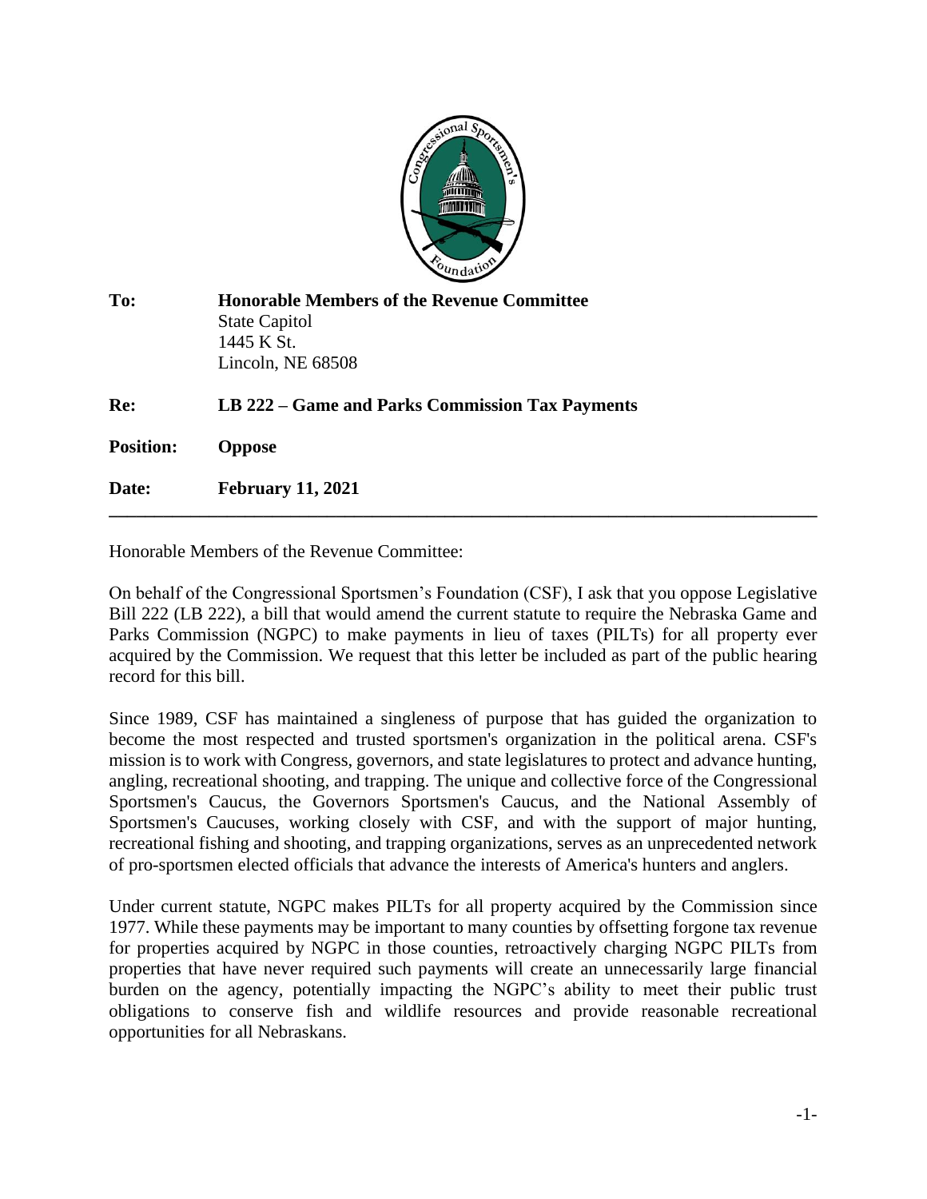| | |
|---|---|
| **To:** | **Honorable Members of the Revenue Committee**<br>State Capitol<br>1445 K St.<br>Lincoln, NE 68508 |
| **Re:** | **LB 222 – Game and Parks Commission Tax Payments** |
| **Position:** | **Oppose** |
| **Date:** | **February 11, 2021** |

---

Honorable Members of the Revenue Committee:

On behalf of the Congressional Sportsmen's Foundation (CSF), I ask that you oppose Legislative Bill 222 (LB 222), a bill that would amend the current statute to require the Nebraska Game and Parks Commission (NGPC) to make payments in lieu of taxes (PILTs) for all property ever acquired by the Commission. We request that this letter be included as part of the public hearing record for this bill.

Since 1989, CSF has maintained a singleness of purpose that has guided the organization to become the most respected and trusted sportsmen's organization in the political arena. CSF's mission is to work with Congress, governors, and state legislatures to protect and advance hunting, angling, recreational shooting, and trapping. The unique and collective force of the Congressional Sportsmen's Caucus, the Governors Sportsmen's Caucus, and the National Assembly of Sportsmen's Caucuses, working closely with CSF, and with the support of major hunting, recreational fishing and shooting, and trapping organizations, serves as an unprecedented network of pro-sportsmen elected officials that advance the interests of America's hunters and anglers.

Under current statute, NGPC makes PILTs for all property acquired by the Commission since 1977. While these payments may be important to many counties by offsetting forgone tax revenue for properties acquired by NGPC in those counties, retroactively charging NGPC PILTs from properties that have never required such payments will create an unnecessarily large financial burden on the agency, potentially impacting the NGPC's ability to meet their public trust obligations to conserve fish and wildlife resources and provide reasonable recreational opportunities for all Nebraskans.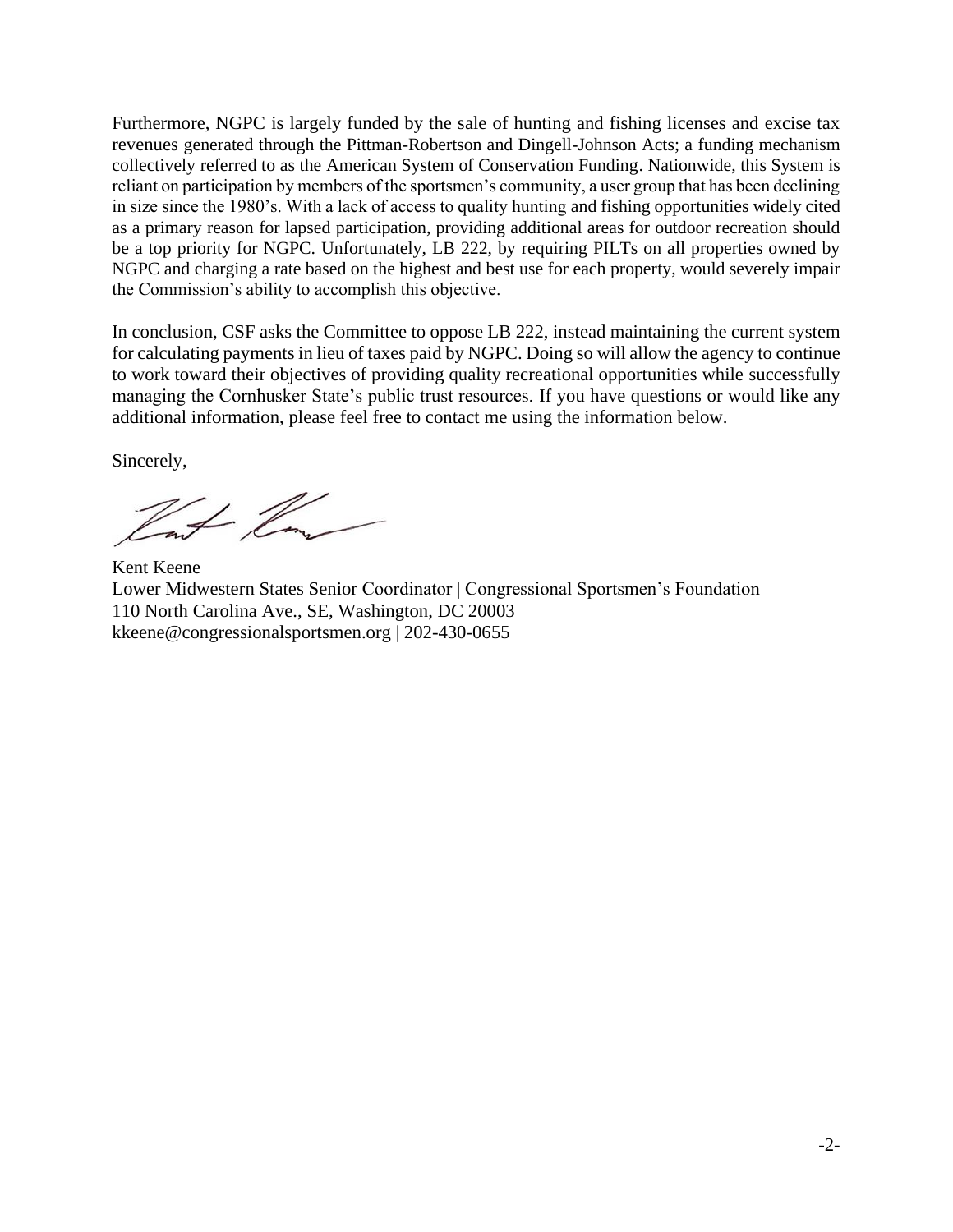Furthermore, NGPC is largely funded by the sale of hunting and fishing licenses and excise tax revenues generated through the Pittman-Robertson and Dingell-Johnson Acts; a funding mechanism collectively referred to as the American System of Conservation Funding. Nationwide, this System is reliant on participation by members of the sportsmen's community, a user group that has been declining in size since the 1980's. With a lack of access to quality hunting and fishing opportunities widely cited as a primary reason for lapsed participation, providing additional areas for outdoor recreation should be a top priority for NGPC. Unfortunately, LB 222, by requiring PILTs on all properties owned by NGPC and charging a rate based on the highest and best use for each property, would severely impair the Commission's ability to accomplish this objective.

In conclusion, CSF asks the Committee to oppose LB 222, instead maintaining the current system for calculating payments in lieu of taxes paid by NGPC. Doing so will allow the agency to continue to work toward their objectives of providing quality recreational opportunities while successfully managing the Cornhusker State's public trust resources. If you have questions or would like any additional information, please feel free to contact me using the information below.

Sincerely,

Kent Keene
Lower Midwestern States Senior Coordinator | Congressional Sportsmen's Foundation
110 North Carolina Ave., SE, Washington, DC 20003
kkeene@congressionalsportsmen.org | 202-430-0655